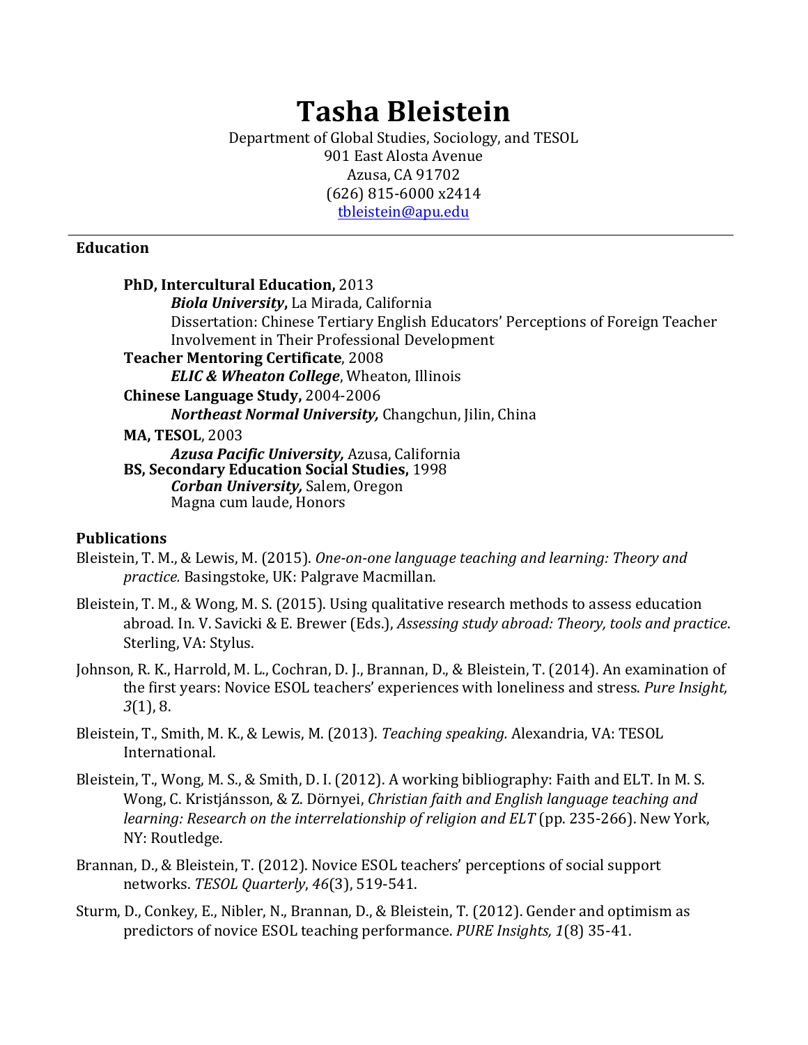# Tasha Bleistein

Department of Global Studies, Sociology, and TESOL
901 East Alosta Avenue
Azusa, CA 91702
(626) 815-6000 x2414
tbleistein@apu.edu

---

## Education

**PhD, Intercultural Education,** 2013
***Biola University*****,** La Mirada, California
Dissertation: Chinese Tertiary English Educators' Perceptions of Foreign Teacher Involvement in Their Professional Development

**Teacher Mentoring Certificate**, 2008
***ELIC & Wheaton College***, Wheaton, Illinois

**Chinese Language Study,** 2004-2006
***Northeast Normal University,*** Changchun, Jilin, China

**MA, TESOL**, 2003
***Azusa Pacific University,*** Azusa, California

**BS, Secondary Education Social Studies,** 1998
***Corban University,*** Salem, Oregon
Magna cum laude, Honors

## Publications

Bleistein, T. M., & Lewis, M. (2015). *One-on-one language teaching and learning: Theory and practice.* Basingstoke, UK: Palgrave Macmillan.

Bleistein, T. M., & Wong, M. S. (2015). Using qualitative research methods to assess education abroad. In. V. Savicki & E. Brewer (Eds.), *Assessing study abroad: Theory, tools and practice*. Sterling, VA: Stylus.

Johnson, R. K., Harrold, M. L., Cochran, D. J., Brannan, D., & Bleistein, T. (2014). An examination of the first years: Novice ESOL teachers' experiences with loneliness and stress. *Pure Insight, 3*(1), 8.

Bleistein, T., Smith, M. K., & Lewis, M. (2013). *Teaching speaking.* Alexandria, VA: TESOL International.

Bleistein, T., Wong, M. S., & Smith, D. I. (2012). A working bibliography: Faith and ELT. In M. S. Wong, C. Kristjánsson, & Z. Dörnyei, *Christian faith and English language teaching and learning: Research on the interrelationship of religion and ELT* (pp. 235-266). New York, NY: Routledge.

Brannan, D., & Bleistein, T. (2012). Novice ESOL teachers' perceptions of social support networks. *TESOL Quarterly*, *46*(3), 519-541.

Sturm, D., Conkey, E., Nibler, N., Brannan, D., & Bleistein, T. (2012). Gender and optimism as predictors of novice ESOL teaching performance. *PURE Insights, 1*(8) 35-41.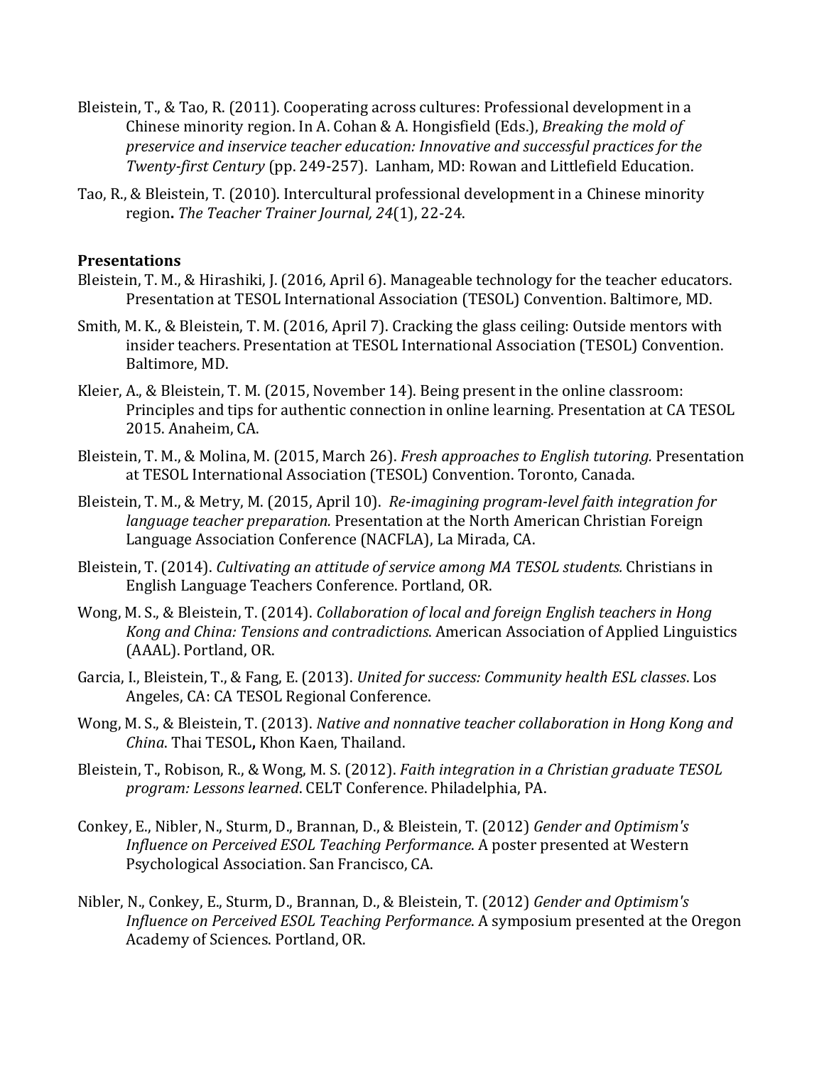Bleistein, T., & Tao, R. (2011). Cooperating across cultures: Professional development in a Chinese minority region. In A. Cohan & A. Hongisfield (Eds.), *Breaking the mold of preservice and inservice teacher education: Innovative and successful practices for the Twenty-first Century* (pp. 249-257). Lanham, MD: Rowan and Littlefield Education.

Tao, R., & Bleistein, T. (2010). Intercultural professional development in a Chinese minority region**.** *The Teacher Trainer Journal, 24*(1), 22-24.

**Presentations**

Bleistein, T. M., & Hirashiki, J. (2016, April 6). Manageable technology for the teacher educators. Presentation at TESOL International Association (TESOL) Convention. Baltimore, MD.

Smith, M. K., & Bleistein, T. M. (2016, April 7). Cracking the glass ceiling: Outside mentors with insider teachers. Presentation at TESOL International Association (TESOL) Convention. Baltimore, MD.

Kleier, A., & Bleistein, T. M. (2015, November 14). Being present in the online classroom: Principles and tips for authentic connection in online learning. Presentation at CA TESOL 2015. Anaheim, CA.

Bleistein, T. M., & Molina, M. (2015, March 26). *Fresh approaches to English tutoring.* Presentation at TESOL International Association (TESOL) Convention. Toronto, Canada.

Bleistein, T. M., & Metry, M. (2015, April 10). *Re-imagining program-level faith integration for language teacher preparation.* Presentation at the North American Christian Foreign Language Association Conference (NACFLA), La Mirada, CA.

Bleistein, T. (2014). *Cultivating an attitude of service among MA TESOL students.* Christians in English Language Teachers Conference. Portland, OR.

Wong, M. S., & Bleistein, T. (2014). *Collaboration of local and foreign English teachers in Hong Kong and China: Tensions and contradictions*. American Association of Applied Linguistics (AAAL). Portland, OR.

Garcia, I., Bleistein, T., & Fang, E. (2013). *United for success: Community health ESL classes*. Los Angeles, CA: CA TESOL Regional Conference.

Wong, M. S., & Bleistein, T. (2013). *Native and nonnative teacher collaboration in Hong Kong and China*. Thai TESOL**,** Khon Kaen, Thailand.

Bleistein, T., Robison, R., & Wong, M. S. (2012). *Faith integration in a Christian graduate TESOL program: Lessons learned*. CELT Conference. Philadelphia, PA.

Conkey, E., Nibler, N., Sturm, D., Brannan, D., & Bleistein, T. (2012) *Gender and Optimism's Influence on Perceived ESOL Teaching Performance*. A poster presented at Western Psychological Association. San Francisco, CA.

Nibler, N., Conkey, E., Sturm, D., Brannan, D., & Bleistein, T. (2012) *Gender and Optimism's Influence on Perceived ESOL Teaching Performance*. A symposium presented at the Oregon Academy of Sciences. Portland, OR.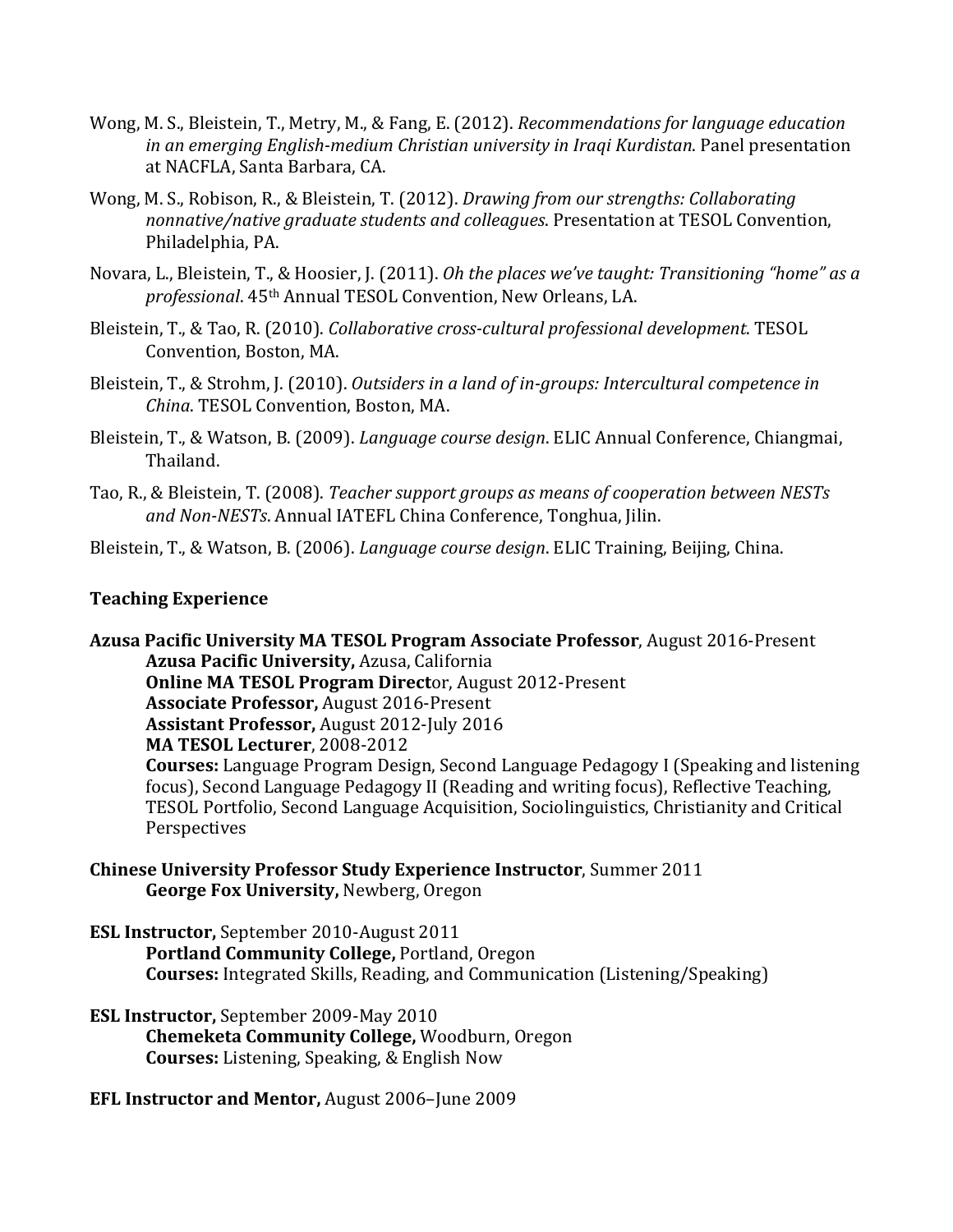Wong, M. S., Bleistein, T., Metry, M., & Fang, E. (2012). *Recommendations for language education in an emerging English-medium Christian university in Iraqi Kurdistan*. Panel presentation at NACFLA, Santa Barbara, CA.

Wong, M. S., Robison, R., & Bleistein, T. (2012). *Drawing from our strengths: Collaborating nonnative/native graduate students and colleagues*. Presentation at TESOL Convention, Philadelphia, PA.

Novara, L., Bleistein, T., & Hoosier, J. (2011). *Oh the places we've taught: Transitioning "home" as a professional*. 45th Annual TESOL Convention, New Orleans, LA.

Bleistein, T., & Tao, R. (2010). *Collaborative cross-cultural professional development*. TESOL Convention, Boston, MA.

Bleistein, T., & Strohm, J. (2010). *Outsiders in a land of in-groups: Intercultural competence in China*. TESOL Convention, Boston, MA.

Bleistein, T., & Watson, B. (2009). *Language course design*. ELIC Annual Conference, Chiangmai, Thailand.

Tao, R., & Bleistein, T. (2008). *Teacher support groups as means of cooperation between NESTs and Non-NESTs*. Annual IATEFL China Conference, Tonghua, Jilin.

Bleistein, T., & Watson, B. (2006). *Language course design*. ELIC Training, Beijing, China.

## Teaching Experience

**Azusa Pacific University MA TESOL Program Associate Professor**, August 2016-Present
**Azusa Pacific University,** Azusa, California
**Online MA TESOL Program Direct**or, August 2012-Present
**Associate Professor,** August 2016-Present
**Assistant Professor,** August 2012-July 2016
**MA TESOL Lecturer**, 2008-2012
**Courses:** Language Program Design, Second Language Pedagogy I (Speaking and listening focus), Second Language Pedagogy II (Reading and writing focus), Reflective Teaching, TESOL Portfolio, Second Language Acquisition, Sociolinguistics, Christianity and Critical Perspectives

**Chinese University Professor Study Experience Instructor**, Summer 2011
**George Fox University,** Newberg, Oregon

**ESL Instructor,** September 2010-August 2011
**Portland Community College,** Portland, Oregon
**Courses:** Integrated Skills, Reading, and Communication (Listening/Speaking)

**ESL Instructor,** September 2009-May 2010
**Chemeketa Community College,** Woodburn, Oregon
**Courses:** Listening, Speaking, & English Now

**EFL Instructor and Mentor,** August 2006–June 2009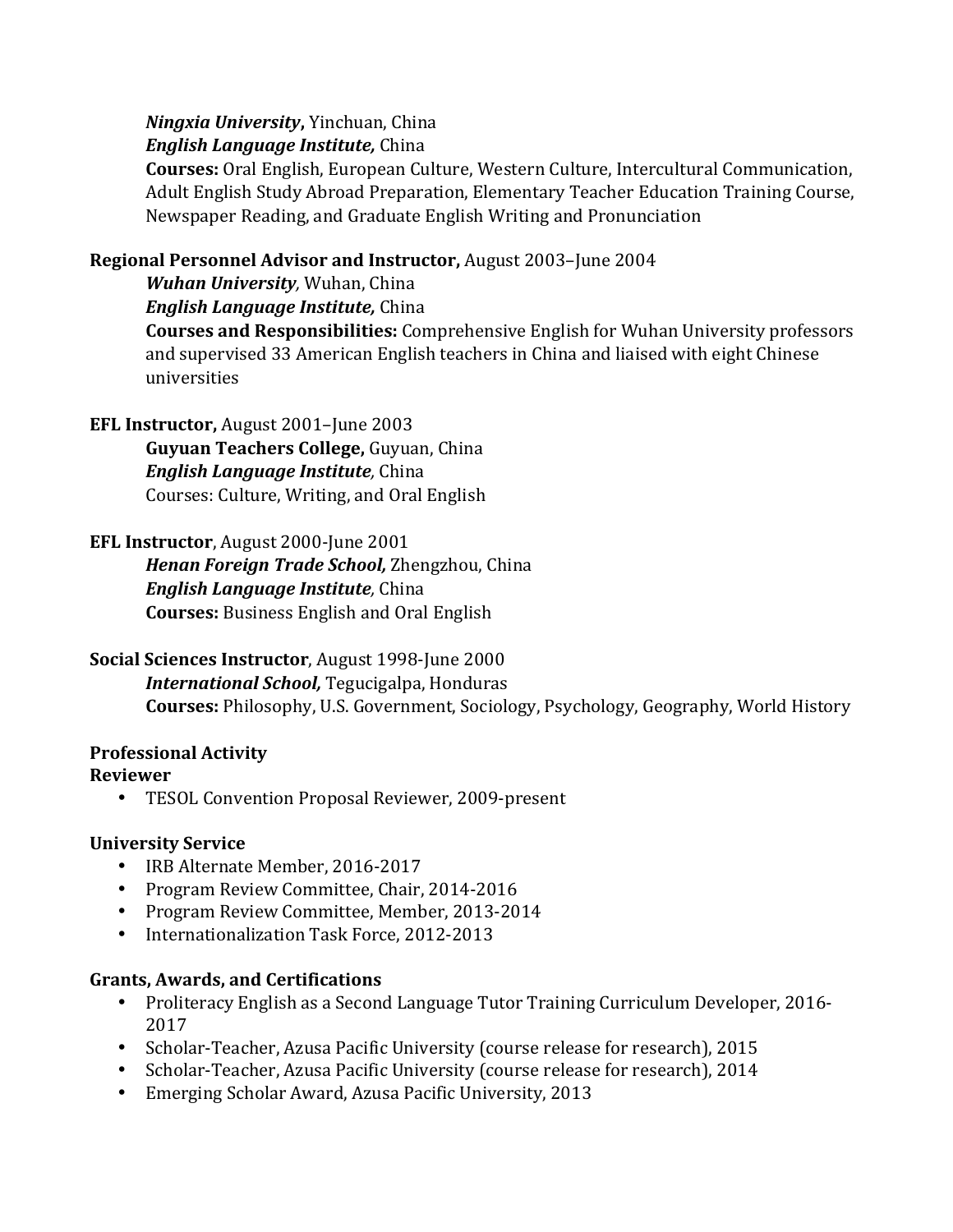***Ningxia University*****,** Yinchuan, China
***English Language Institute,*** China
**Courses:** Oral English, European Culture, Western Culture, Intercultural Communication, Adult English Study Abroad Preparation, Elementary Teacher Education Training Course, Newspaper Reading, and Graduate English Writing and Pronunciation

**Regional Personnel Advisor and Instructor,** August 2003–June 2004
***Wuhan University,*** Wuhan, China
***English Language Institute,*** China
**Courses and Responsibilities:** Comprehensive English for Wuhan University professors and supervised 33 American English teachers in China and liaised with eight Chinese universities

**EFL Instructor,** August 2001–June 2003
**Guyuan Teachers College,** Guyuan, China
***English Language Institute,*** China
Courses: Culture, Writing, and Oral English

**EFL Instructor**, August 2000-June 2001
***Henan Foreign Trade School,*** Zhengzhou, China
***English Language Institute,*** China
**Courses:** Business English and Oral English

**Social Sciences Instructor**, August 1998-June 2000
***International School,*** Tegucigalpa, Honduras
**Courses:** Philosophy, U.S. Government, Sociology, Psychology, Geography, World History

**Professional Activity**

**Reviewer**

- TESOL Convention Proposal Reviewer, 2009-present

**University Service**

- IRB Alternate Member, 2016-2017
- Program Review Committee, Chair, 2014-2016
- Program Review Committee, Member, 2013-2014
- Internationalization Task Force, 2012-2013

**Grants, Awards, and Certifications**

- Proliteracy English as a Second Language Tutor Training Curriculum Developer, 2016-2017
- Scholar-Teacher, Azusa Pacific University (course release for research), 2015
- Scholar-Teacher, Azusa Pacific University (course release for research), 2014
- Emerging Scholar Award, Azusa Pacific University, 2013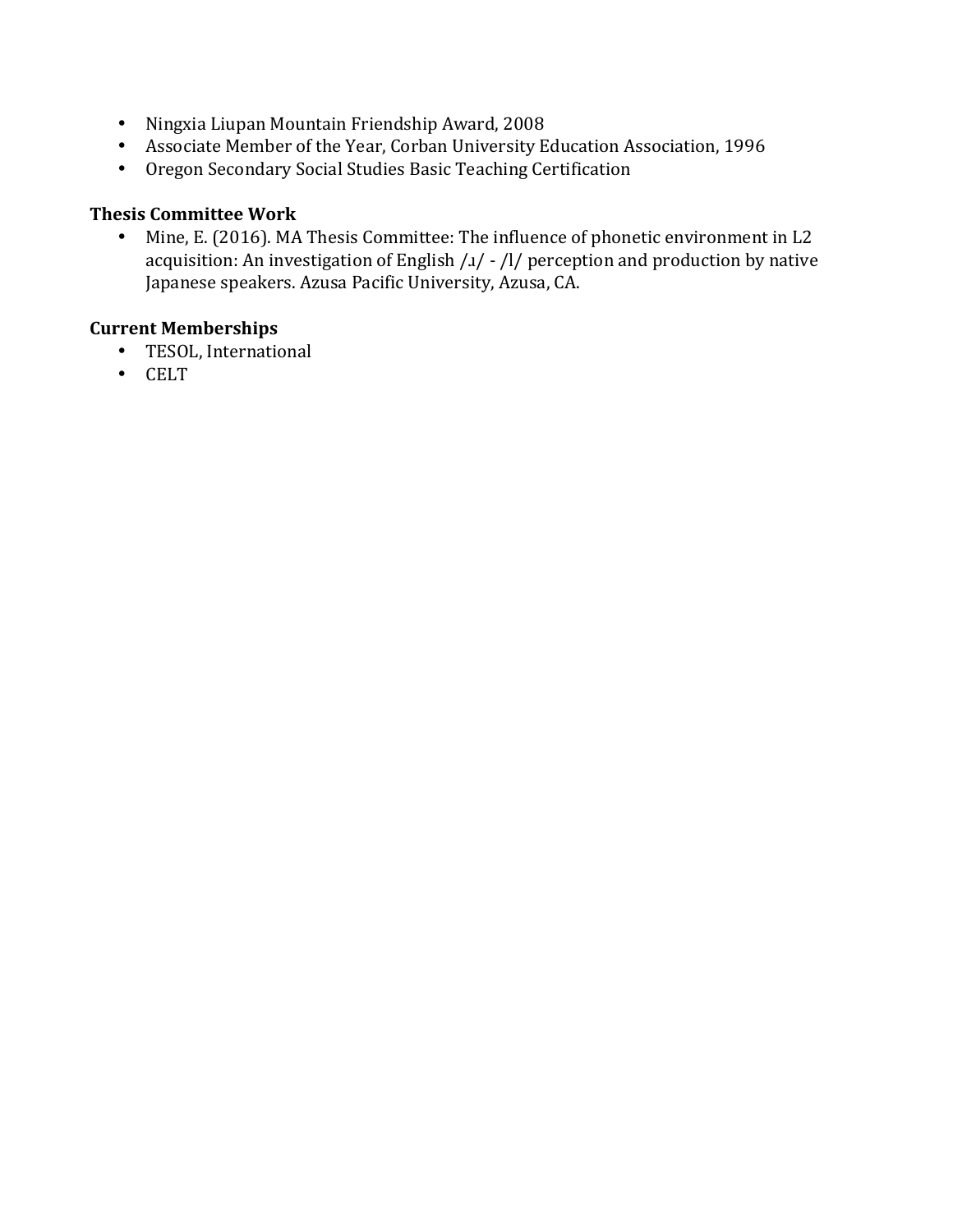- Ningxia Liupan Mountain Friendship Award, 2008
- Associate Member of the Year, Corban University Education Association, 1996
- Oregon Secondary Social Studies Basic Teaching Certification

**Thesis Committee Work**

- Mine, E. (2016). MA Thesis Committee: The influence of phonetic environment in L2 acquisition: An investigation of English /ɹ/ - /l/ perception and production by native Japanese speakers. Azusa Pacific University, Azusa, CA.

**Current Memberships**

- TESOL, International
- CELT